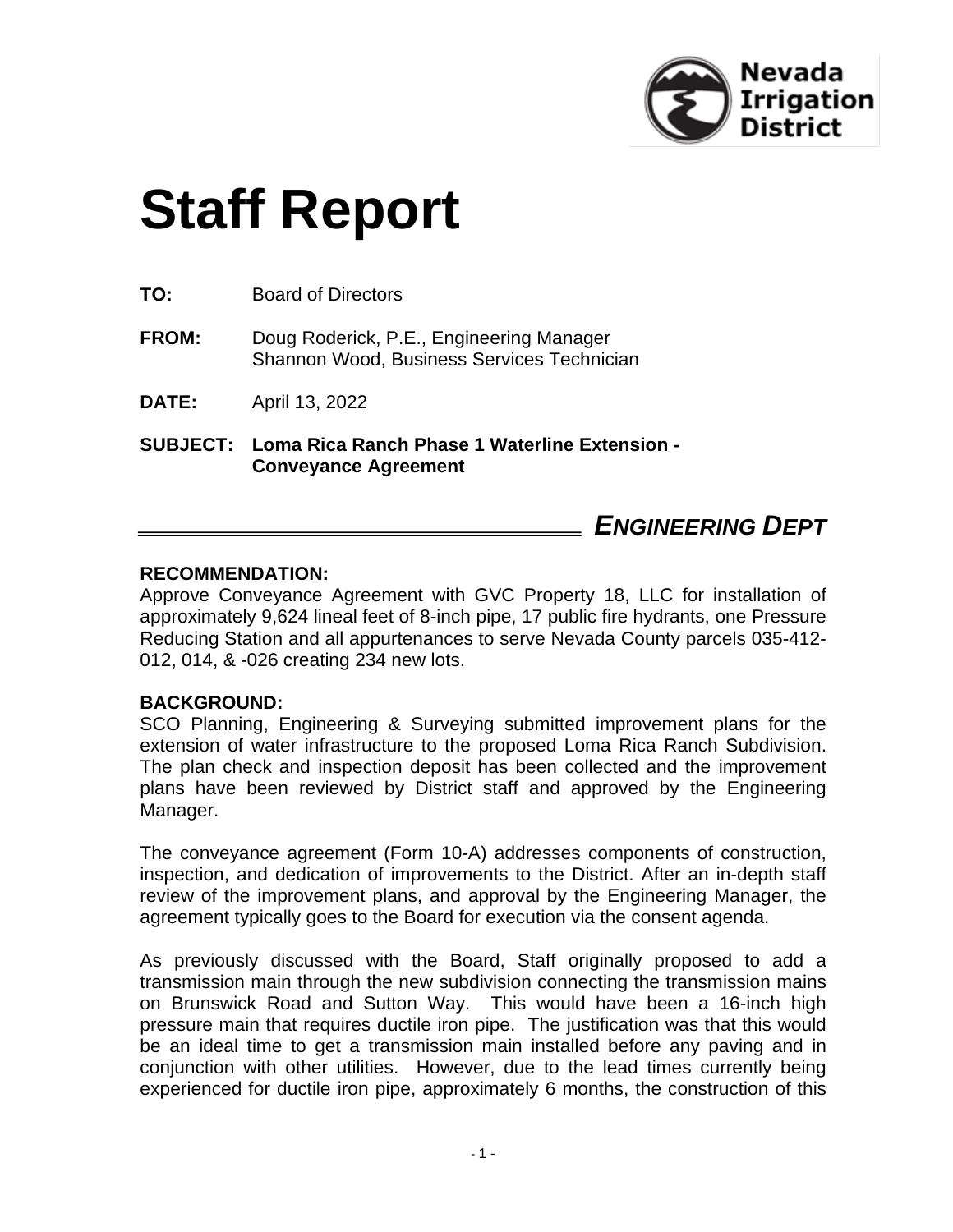Nevada Irrigation District

# Staff Report

**TO:** Board of Directors

**FROM:** Doug Roderick, P.E., Engineering Manager
Shannon Wood, Business Services Technician

**DATE:** April 13, 2022

**SUBJECT: Loma Rica Ranch Phase 1 Waterline Extension - Conveyance Agreement**

***ENGINEERING DEPT***

**RECOMMENDATION:**

Approve Conveyance Agreement with GVC Property 18, LLC for installation of approximately 9,624 lineal feet of 8-inch pipe, 17 public fire hydrants, one Pressure Reducing Station and all appurtenances to serve Nevada County parcels 035-412-012, 014, & -026 creating 234 new lots.

**BACKGROUND:**

SCO Planning, Engineering & Surveying submitted improvement plans for the extension of water infrastructure to the proposed Loma Rica Ranch Subdivision. The plan check and inspection deposit has been collected and the improvement plans have been reviewed by District staff and approved by the Engineering Manager.

The conveyance agreement (Form 10-A) addresses components of construction, inspection, and dedication of improvements to the District. After an in-depth staff review of the improvement plans, and approval by the Engineering Manager, the agreement typically goes to the Board for execution via the consent agenda.

As previously discussed with the Board, Staff originally proposed to add a transmission main through the new subdivision connecting the transmission mains on Brunswick Road and Sutton Way. This would have been a 16-inch high pressure main that requires ductile iron pipe. The justification was that this would be an ideal time to get a transmission main installed before any paving and in conjunction with other utilities. However, due to the lead times currently being experienced for ductile iron pipe, approximately 6 months, the construction of this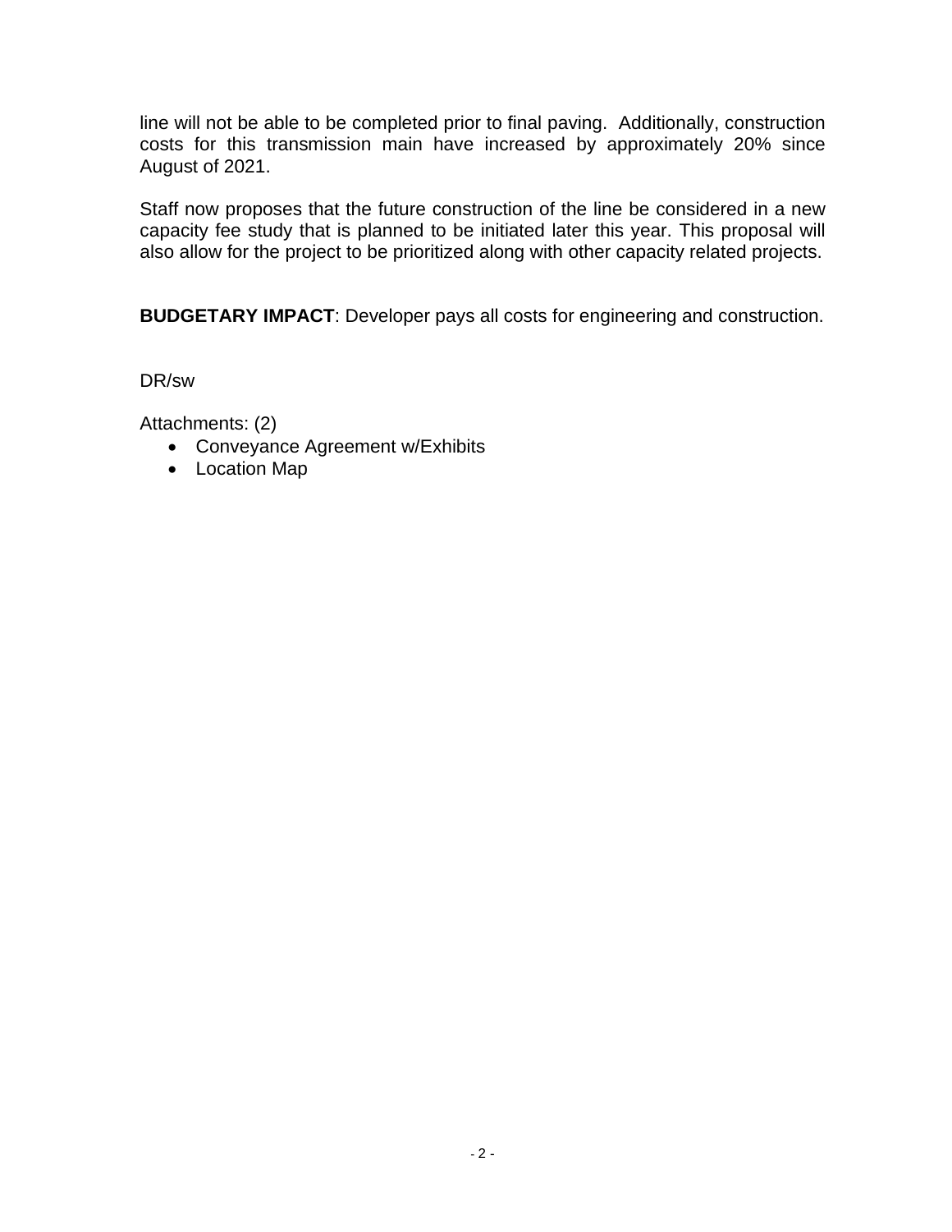line will not be able to be completed prior to final paving. Additionally, construction costs for this transmission main have increased by approximately 20% since August of 2021.

Staff now proposes that the future construction of the line be considered in a new capacity fee study that is planned to be initiated later this year. This proposal will also allow for the project to be prioritized along with other capacity related projects.

**BUDGETARY IMPACT**: Developer pays all costs for engineering and construction.

DR/sw

Attachments: (2)

- Conveyance Agreement w/Exhibits
- Location Map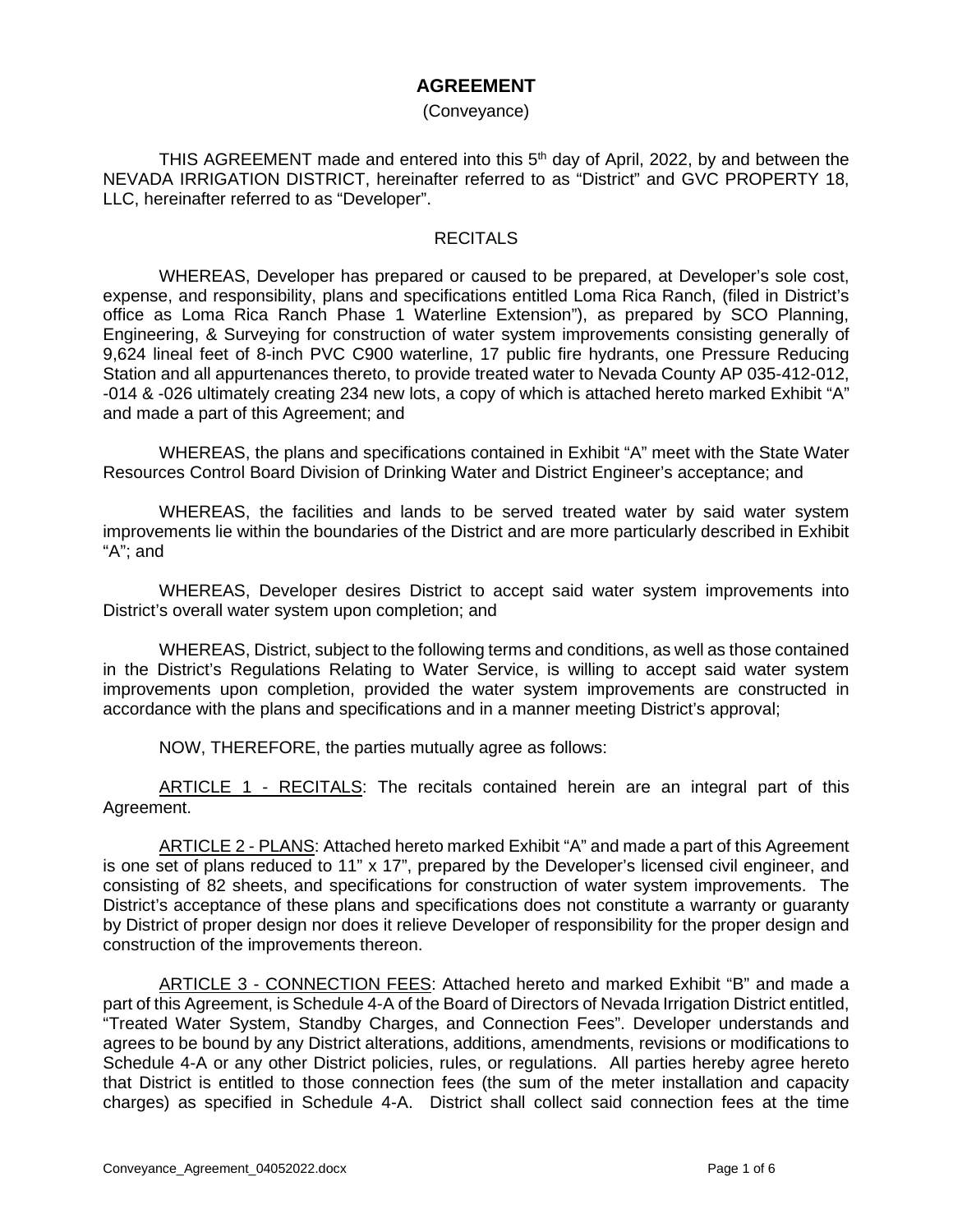# AGREEMENT

(Conveyance)

THIS AGREEMENT made and entered into this 5th day of April, 2022, by and between the NEVADA IRRIGATION DISTRICT, hereinafter referred to as "District" and GVC PROPERTY 18, LLC, hereinafter referred to as "Developer".

## RECITALS

WHEREAS, Developer has prepared or caused to be prepared, at Developer's sole cost, expense, and responsibility, plans and specifications entitled Loma Rica Ranch, (filed in District's office as Loma Rica Ranch Phase 1 Waterline Extension"), as prepared by SCO Planning, Engineering, & Surveying for construction of water system improvements consisting generally of 9,624 lineal feet of 8-inch PVC C900 waterline, 17 public fire hydrants, one Pressure Reducing Station and all appurtenances thereto, to provide treated water to Nevada County AP 035-412-012, -014 & -026 ultimately creating 234 new lots, a copy of which is attached hereto marked Exhibit "A" and made a part of this Agreement; and

WHEREAS, the plans and specifications contained in Exhibit "A" meet with the State Water Resources Control Board Division of Drinking Water and District Engineer's acceptance; and

WHEREAS, the facilities and lands to be served treated water by said water system improvements lie within the boundaries of the District and are more particularly described in Exhibit "A"; and

WHEREAS, Developer desires District to accept said water system improvements into District's overall water system upon completion; and

WHEREAS, District, subject to the following terms and conditions, as well as those contained in the District's Regulations Relating to Water Service, is willing to accept said water system improvements upon completion, provided the water system improvements are constructed in accordance with the plans and specifications and in a manner meeting District's approval;

NOW, THEREFORE, the parties mutually agree as follows:

ARTICLE 1 - RECITALS: The recitals contained herein are an integral part of this Agreement.

ARTICLE 2 - PLANS: Attached hereto marked Exhibit "A" and made a part of this Agreement is one set of plans reduced to 11" x 17", prepared by the Developer's licensed civil engineer, and consisting of 82 sheets, and specifications for construction of water system improvements. The District's acceptance of these plans and specifications does not constitute a warranty or guaranty by District of proper design nor does it relieve Developer of responsibility for the proper design and construction of the improvements thereon.

ARTICLE 3 - CONNECTION FEES: Attached hereto and marked Exhibit "B" and made a part of this Agreement, is Schedule 4-A of the Board of Directors of Nevada Irrigation District entitled, "Treated Water System, Standby Charges, and Connection Fees". Developer understands and agrees to be bound by any District alterations, additions, amendments, revisions or modifications to Schedule 4-A or any other District policies, rules, or regulations. All parties hereby agree hereto that District is entitled to those connection fees (the sum of the meter installation and capacity charges) as specified in Schedule 4-A. District shall collect said connection fees at the time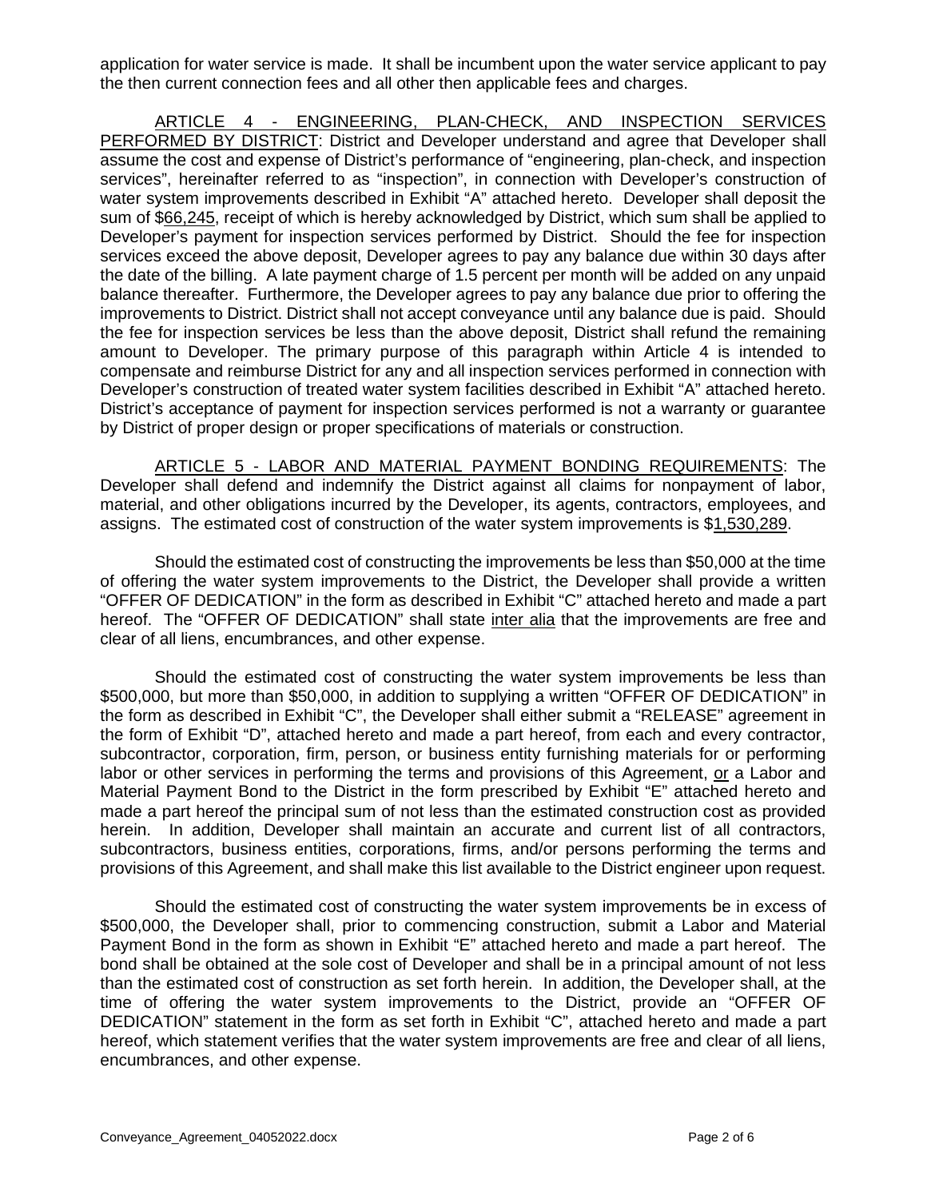application for water service is made. It shall be incumbent upon the water service applicant to pay the then current connection fees and all other then applicable fees and charges.

<u>ARTICLE 4 - ENGINEERING, PLAN-CHECK, AND INSPECTION SERVICES PERFORMED BY DISTRICT</u>: District and Developer understand and agree that Developer shall assume the cost and expense of District's performance of "engineering, plan-check, and inspection services", hereinafter referred to as "inspection", in connection with Developer's construction of water system improvements described in Exhibit "A" attached hereto. Developer shall deposit the sum of $<u>66,245</u>, receipt of which is hereby acknowledged by District, which sum shall be applied to Developer's payment for inspection services performed by District. Should the fee for inspection services exceed the above deposit, Developer agrees to pay any balance due within 30 days after the date of the billing. A late payment charge of 1.5 percent per month will be added on any unpaid balance thereafter. Furthermore, the Developer agrees to pay any balance due prior to offering the improvements to District. District shall not accept conveyance until any balance due is paid. Should the fee for inspection services be less than the above deposit, District shall refund the remaining amount to Developer. The primary purpose of this paragraph within Article 4 is intended to compensate and reimburse District for any and all inspection services performed in connection with Developer's construction of treated water system facilities described in Exhibit "A" attached hereto. District's acceptance of payment for inspection services performed is not a warranty or guarantee by District of proper design or proper specifications of materials or construction.

<u>ARTICLE 5 - LABOR AND MATERIAL PAYMENT BONDING REQUIREMENTS</u>: The Developer shall defend and indemnify the District against all claims for nonpayment of labor, material, and other obligations incurred by the Developer, its agents, contractors, employees, and assigns. The estimated cost of construction of the water system improvements is $<u>1,530,289</u>.

Should the estimated cost of constructing the improvements be less than $50,000 at the time of offering the water system improvements to the District, the Developer shall provide a written "OFFER OF DEDICATION" in the form as described in Exhibit "C" attached hereto and made a part hereof. The "OFFER OF DEDICATION" shall state <u>inter alia</u> that the improvements are free and clear of all liens, encumbrances, and other expense.

Should the estimated cost of constructing the water system improvements be less than $500,000, but more than $50,000, in addition to supplying a written "OFFER OF DEDICATION" in the form as described in Exhibit "C", the Developer shall either submit a "RELEASE" agreement in the form of Exhibit "D", attached hereto and made a part hereof, from each and every contractor, subcontractor, corporation, firm, person, or business entity furnishing materials for or performing labor or other services in performing the terms and provisions of this Agreement, <u>or</u> a Labor and Material Payment Bond to the District in the form prescribed by Exhibit "E" attached hereto and made a part hereof the principal sum of not less than the estimated construction cost as provided herein. In addition, Developer shall maintain an accurate and current list of all contractors, subcontractors, business entities, corporations, firms, and/or persons performing the terms and provisions of this Agreement, and shall make this list available to the District engineer upon request.

Should the estimated cost of constructing the water system improvements be in excess of $500,000, the Developer shall, prior to commencing construction, submit a Labor and Material Payment Bond in the form as shown in Exhibit "E" attached hereto and made a part hereof. The bond shall be obtained at the sole cost of Developer and shall be in a principal amount of not less than the estimated cost of construction as set forth herein. In addition, the Developer shall, at the time of offering the water system improvements to the District, provide an "OFFER OF DEDICATION" statement in the form as set forth in Exhibit "C", attached hereto and made a part hereof, which statement verifies that the water system improvements are free and clear of all liens, encumbrances, and other expense.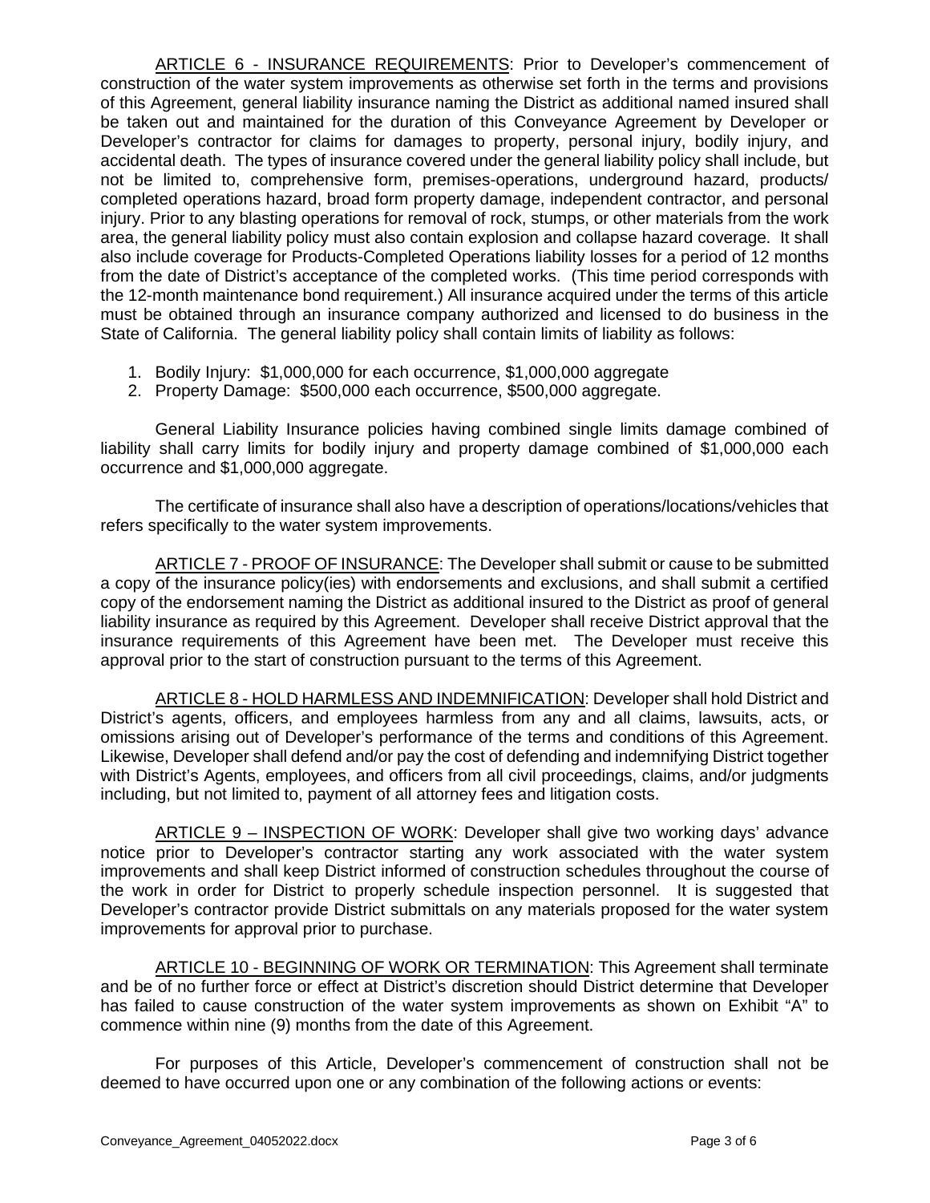<u>ARTICLE 6 - INSURANCE REQUIREMENTS</u>: Prior to Developer's commencement of construction of the water system improvements as otherwise set forth in the terms and provisions of this Agreement, general liability insurance naming the District as additional named insured shall be taken out and maintained for the duration of this Conveyance Agreement by Developer or Developer's contractor for claims for damages to property, personal injury, bodily injury, and accidental death. The types of insurance covered under the general liability policy shall include, but not be limited to, comprehensive form, premises-operations, underground hazard, products/ completed operations hazard, broad form property damage, independent contractor, and personal injury. Prior to any blasting operations for removal of rock, stumps, or other materials from the work area, the general liability policy must also contain explosion and collapse hazard coverage. It shall also include coverage for Products-Completed Operations liability losses for a period of 12 months from the date of District's acceptance of the completed works. (This time period corresponds with the 12-month maintenance bond requirement.) All insurance acquired under the terms of this article must be obtained through an insurance company authorized and licensed to do business in the State of California. The general liability policy shall contain limits of liability as follows:

1. Bodily Injury: $1,000,000 for each occurrence, $1,000,000 aggregate
2. Property Damage: $500,000 each occurrence, $500,000 aggregate.

General Liability Insurance policies having combined single limits damage combined of liability shall carry limits for bodily injury and property damage combined of $1,000,000 each occurrence and $1,000,000 aggregate.

The certificate of insurance shall also have a description of operations/locations/vehicles that refers specifically to the water system improvements.

<u>ARTICLE 7 - PROOF OF INSURANCE</u>: The Developer shall submit or cause to be submitted a copy of the insurance policy(ies) with endorsements and exclusions, and shall submit a certified copy of the endorsement naming the District as additional insured to the District as proof of general liability insurance as required by this Agreement. Developer shall receive District approval that the insurance requirements of this Agreement have been met. The Developer must receive this approval prior to the start of construction pursuant to the terms of this Agreement.

<u>ARTICLE 8 - HOLD HARMLESS AND INDEMNIFICATION</u>: Developer shall hold District and District's agents, officers, and employees harmless from any and all claims, lawsuits, acts, or omissions arising out of Developer's performance of the terms and conditions of this Agreement. Likewise, Developer shall defend and/or pay the cost of defending and indemnifying District together with District's Agents, employees, and officers from all civil proceedings, claims, and/or judgments including, but not limited to, payment of all attorney fees and litigation costs.

<u>ARTICLE 9 – INSPECTION OF WORK</u>: Developer shall give two working days' advance notice prior to Developer's contractor starting any work associated with the water system improvements and shall keep District informed of construction schedules throughout the course of the work in order for District to properly schedule inspection personnel. It is suggested that Developer's contractor provide District submittals on any materials proposed for the water system improvements for approval prior to purchase.

<u>ARTICLE 10 - BEGINNING OF WORK OR TERMINATION</u>: This Agreement shall terminate and be of no further force or effect at District's discretion should District determine that Developer has failed to cause construction of the water system improvements as shown on Exhibit "A" to commence within nine (9) months from the date of this Agreement.

For purposes of this Article, Developer's commencement of construction shall not be deemed to have occurred upon one or any combination of the following actions or events: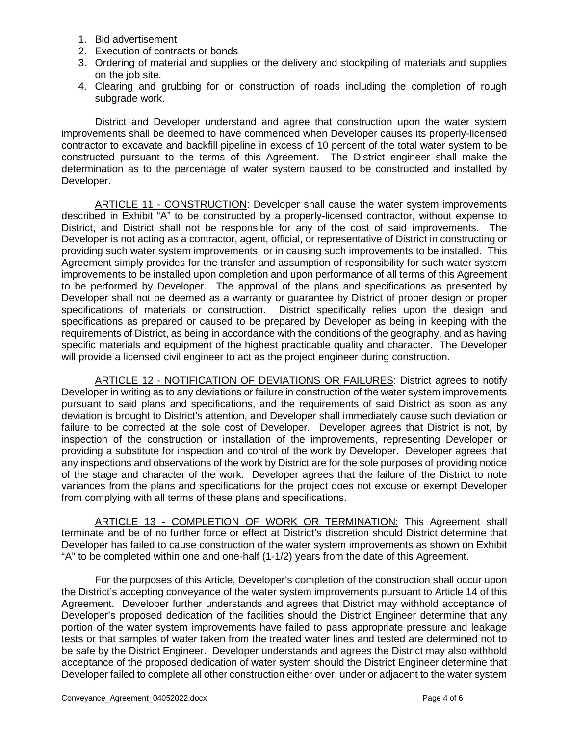1. Bid advertisement
2. Execution of contracts or bonds
3. Ordering of material and supplies or the delivery and stockpiling of materials and supplies on the job site.
4. Clearing and grubbing for or construction of roads including the completion of rough subgrade work.

District and Developer understand and agree that construction upon the water system improvements shall be deemed to have commenced when Developer causes its properly-licensed contractor to excavate and backfill pipeline in excess of 10 percent of the total water system to be constructed pursuant to the terms of this Agreement. The District engineer shall make the determination as to the percentage of water system caused to be constructed and installed by Developer.

<u>ARTICLE 11 - CONSTRUCTION</u>: Developer shall cause the water system improvements described in Exhibit "A" to be constructed by a properly-licensed contractor, without expense to District, and District shall not be responsible for any of the cost of said improvements. The Developer is not acting as a contractor, agent, official, or representative of District in constructing or providing such water system improvements, or in causing such improvements to be installed. This Agreement simply provides for the transfer and assumption of responsibility for such water system improvements to be installed upon completion and upon performance of all terms of this Agreement to be performed by Developer. The approval of the plans and specifications as presented by Developer shall not be deemed as a warranty or guarantee by District of proper design or proper specifications of materials or construction. District specifically relies upon the design and specifications as prepared or caused to be prepared by Developer as being in keeping with the requirements of District, as being in accordance with the conditions of the geography, and as having specific materials and equipment of the highest practicable quality and character. The Developer will provide a licensed civil engineer to act as the project engineer during construction.

<u>ARTICLE 12 - NOTIFICATION OF DEVIATIONS OR FAILURES</u>: District agrees to notify Developer in writing as to any deviations or failure in construction of the water system improvements pursuant to said plans and specifications, and the requirements of said District as soon as any deviation is brought to District's attention, and Developer shall immediately cause such deviation or failure to be corrected at the sole cost of Developer. Developer agrees that District is not, by inspection of the construction or installation of the improvements, representing Developer or providing a substitute for inspection and control of the work by Developer. Developer agrees that any inspections and observations of the work by District are for the sole purposes of providing notice of the stage and character of the work. Developer agrees that the failure of the District to note variances from the plans and specifications for the project does not excuse or exempt Developer from complying with all terms of these plans and specifications.

<u>ARTICLE 13 - COMPLETION OF WORK OR TERMINATION:</u> This Agreement shall terminate and be of no further force or effect at District's discretion should District determine that Developer has failed to cause construction of the water system improvements as shown on Exhibit "A" to be completed within one and one-half (1-1/2) years from the date of this Agreement.

For the purposes of this Article, Developer's completion of the construction shall occur upon the District's accepting conveyance of the water system improvements pursuant to Article 14 of this Agreement. Developer further understands and agrees that District may withhold acceptance of Developer's proposed dedication of the facilities should the District Engineer determine that any portion of the water system improvements have failed to pass appropriate pressure and leakage tests or that samples of water taken from the treated water lines and tested are determined not to be safe by the District Engineer. Developer understands and agrees the District may also withhold acceptance of the proposed dedication of water system should the District Engineer determine that Developer failed to complete all other construction either over, under or adjacent to the water system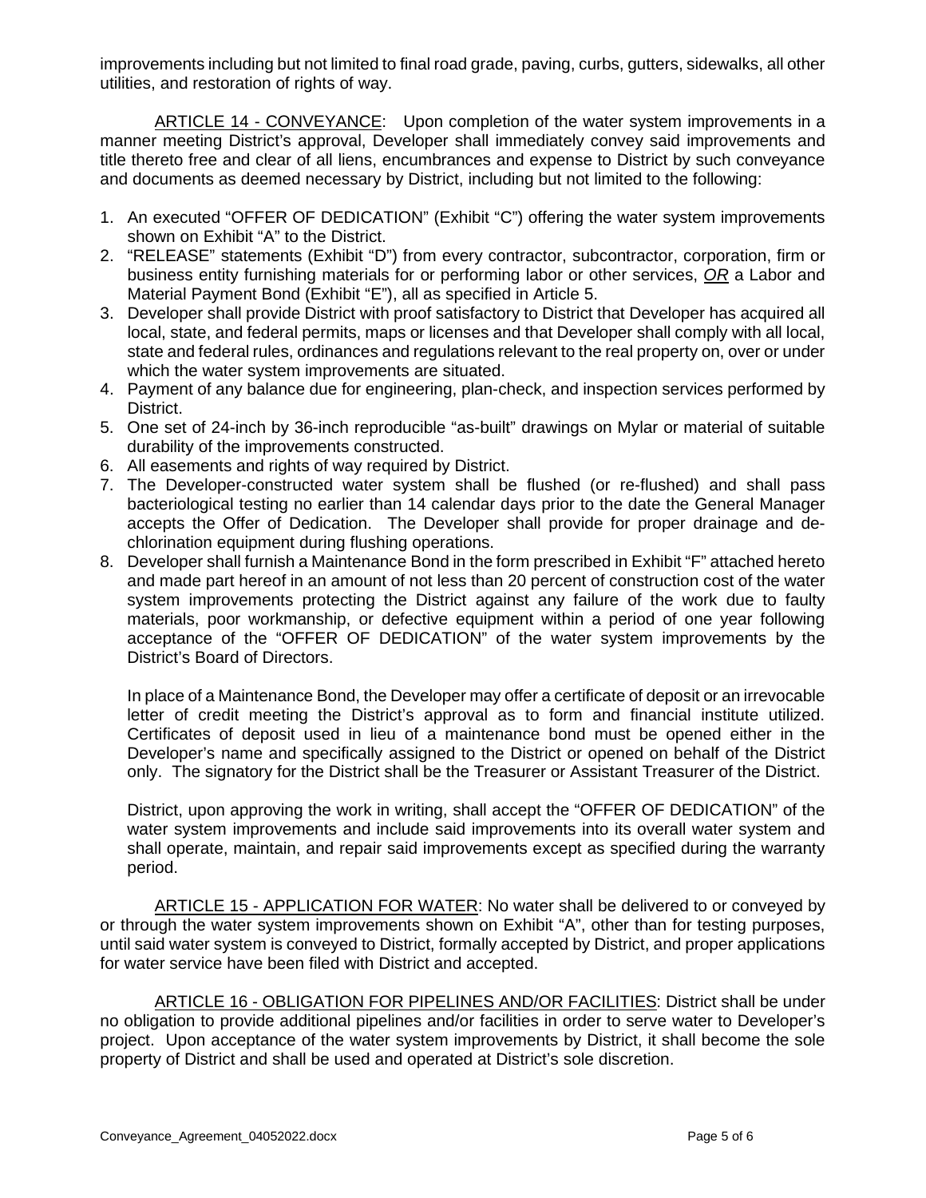improvements including but not limited to final road grade, paving, curbs, gutters, sidewalks, all other utilities, and restoration of rights of way.

<u>ARTICLE 14 - CONVEYANCE</u>: Upon completion of the water system improvements in a manner meeting District's approval, Developer shall immediately convey said improvements and title thereto free and clear of all liens, encumbrances and expense to District by such conveyance and documents as deemed necessary by District, including but not limited to the following:

1. An executed "OFFER OF DEDICATION" (Exhibit "C") offering the water system improvements shown on Exhibit "A" to the District.
2. "RELEASE" statements (Exhibit "D") from every contractor, subcontractor, corporation, firm or business entity furnishing materials for or performing labor or other services, <u>*OR*</u> a Labor and Material Payment Bond (Exhibit "E"), all as specified in Article 5.
3. Developer shall provide District with proof satisfactory to District that Developer has acquired all local, state, and federal permits, maps or licenses and that Developer shall comply with all local, state and federal rules, ordinances and regulations relevant to the real property on, over or under which the water system improvements are situated.
4. Payment of any balance due for engineering, plan-check, and inspection services performed by District.
5. One set of 24-inch by 36-inch reproducible "as-built" drawings on Mylar or material of suitable durability of the improvements constructed.
6. All easements and rights of way required by District.
7. The Developer-constructed water system shall be flushed (or re-flushed) and shall pass bacteriological testing no earlier than 14 calendar days prior to the date the General Manager accepts the Offer of Dedication. The Developer shall provide for proper drainage and de-chlorination equipment during flushing operations.
8. Developer shall furnish a Maintenance Bond in the form prescribed in Exhibit "F" attached hereto and made part hereof in an amount of not less than 20 percent of construction cost of the water system improvements protecting the District against any failure of the work due to faulty materials, poor workmanship, or defective equipment within a period of one year following acceptance of the "OFFER OF DEDICATION" of the water system improvements by the District's Board of Directors.

   In place of a Maintenance Bond, the Developer may offer a certificate of deposit or an irrevocable letter of credit meeting the District's approval as to form and financial institute utilized. Certificates of deposit used in lieu of a maintenance bond must be opened either in the Developer's name and specifically assigned to the District or opened on behalf of the District only. The signatory for the District shall be the Treasurer or Assistant Treasurer of the District.

   District, upon approving the work in writing, shall accept the "OFFER OF DEDICATION" of the water system improvements and include said improvements into its overall water system and shall operate, maintain, and repair said improvements except as specified during the warranty period.

<u>ARTICLE 15 - APPLICATION FOR WATER</u>: No water shall be delivered to or conveyed by or through the water system improvements shown on Exhibit "A", other than for testing purposes, until said water system is conveyed to District, formally accepted by District, and proper applications for water service have been filed with District and accepted.

<u>ARTICLE 16 - OBLIGATION FOR PIPELINES AND/OR FACILITIES</u>: District shall be under no obligation to provide additional pipelines and/or facilities in order to serve water to Developer's project. Upon acceptance of the water system improvements by District, it shall become the sole property of District and shall be used and operated at District's sole discretion.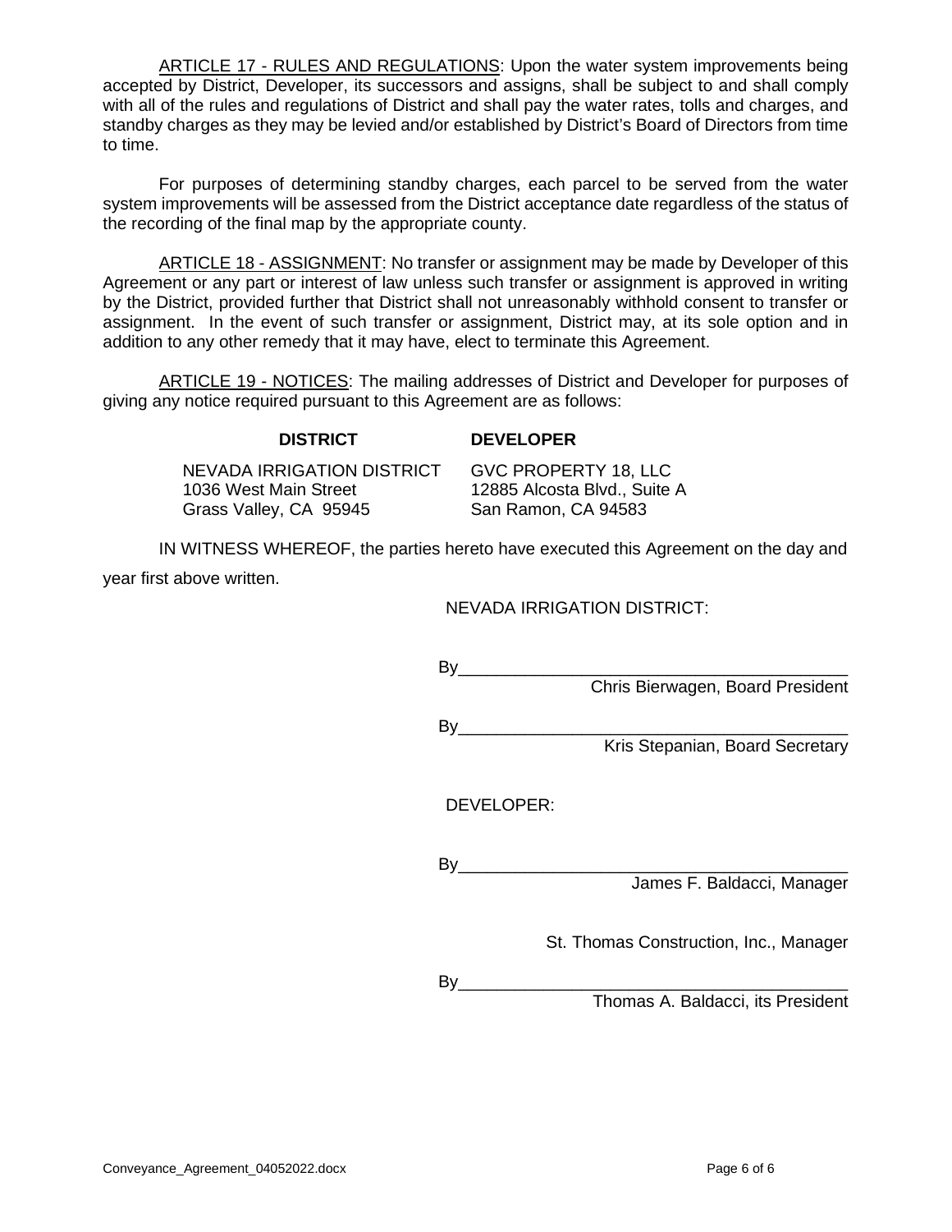ARTICLE 17 - RULES AND REGULATIONS: Upon the water system improvements being accepted by District, Developer, its successors and assigns, shall be subject to and shall comply with all of the rules and regulations of District and shall pay the water rates, tolls and charges, and standby charges as they may be levied and/or established by District's Board of Directors from time to time.

For purposes of determining standby charges, each parcel to be served from the water system improvements will be assessed from the District acceptance date regardless of the status of the recording of the final map by the appropriate county.

ARTICLE 18 - ASSIGNMENT: No transfer or assignment may be made by Developer of this Agreement or any part or interest of law unless such transfer or assignment is approved in writing by the District, provided further that District shall not unreasonably withhold consent to transfer or assignment. In the event of such transfer or assignment, District may, at its sole option and in addition to any other remedy that it may have, elect to terminate this Agreement.

ARTICLE 19 - NOTICES: The mailing addresses of District and Developer for purposes of giving any notice required pursuant to this Agreement are as follows:

| **DISTRICT** | **DEVELOPER** |
|---|---|
| NEVADA IRRIGATION DISTRICT<br>1036 West Main Street<br>Grass Valley, CA 95945 | GVC PROPERTY 18, LLC<br>12885 Alcosta Blvd., Suite A<br>San Ramon, CA 94583 |

IN WITNESS WHEREOF, the parties hereto have executed this Agreement on the day and year first above written.

NEVADA IRRIGATION DISTRICT:

By\_\_\_\_\_\_\_\_\_\_\_\_\_\_\_\_\_\_\_\_\_\_\_\_\_\_\_\_\_\_\_\_\_\_\_\_\_\_\_\_
Chris Bierwagen, Board President

By\_\_\_\_\_\_\_\_\_\_\_\_\_\_\_\_\_\_\_\_\_\_\_\_\_\_\_\_\_\_\_\_\_\_\_\_\_\_\_\_
Kris Stepanian, Board Secretary

DEVELOPER:

By\_\_\_\_\_\_\_\_\_\_\_\_\_\_\_\_\_\_\_\_\_\_\_\_\_\_\_\_\_\_\_\_\_\_\_\_\_\_\_\_
James F. Baldacci, Manager

St. Thomas Construction, Inc., Manager

By\_\_\_\_\_\_\_\_\_\_\_\_\_\_\_\_\_\_\_\_\_\_\_\_\_\_\_\_\_\_\_\_\_\_\_\_\_\_\_\_
Thomas A. Baldacci, its President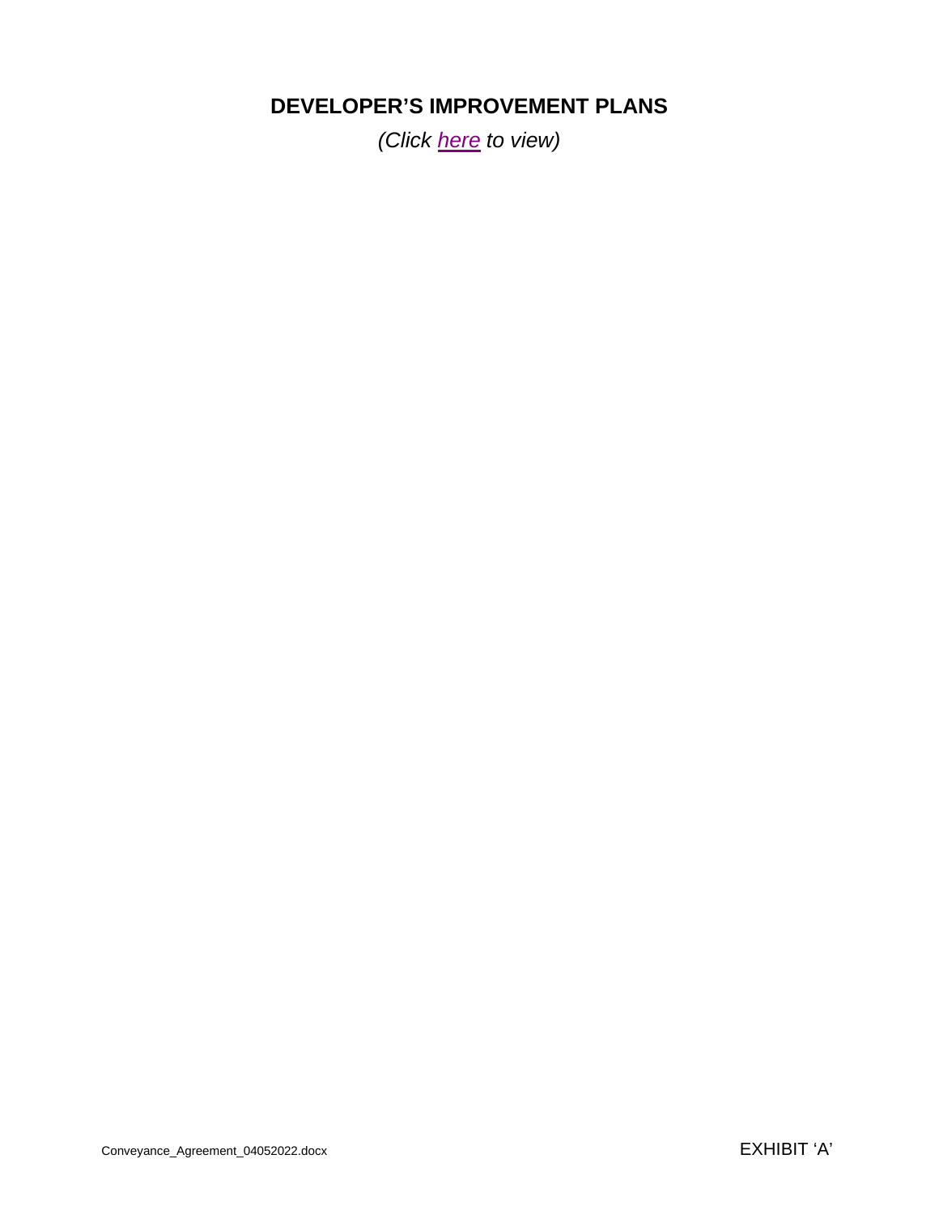# DEVELOPER'S IMPROVEMENT PLANS

*(Click here to view)*

EXHIBIT 'A'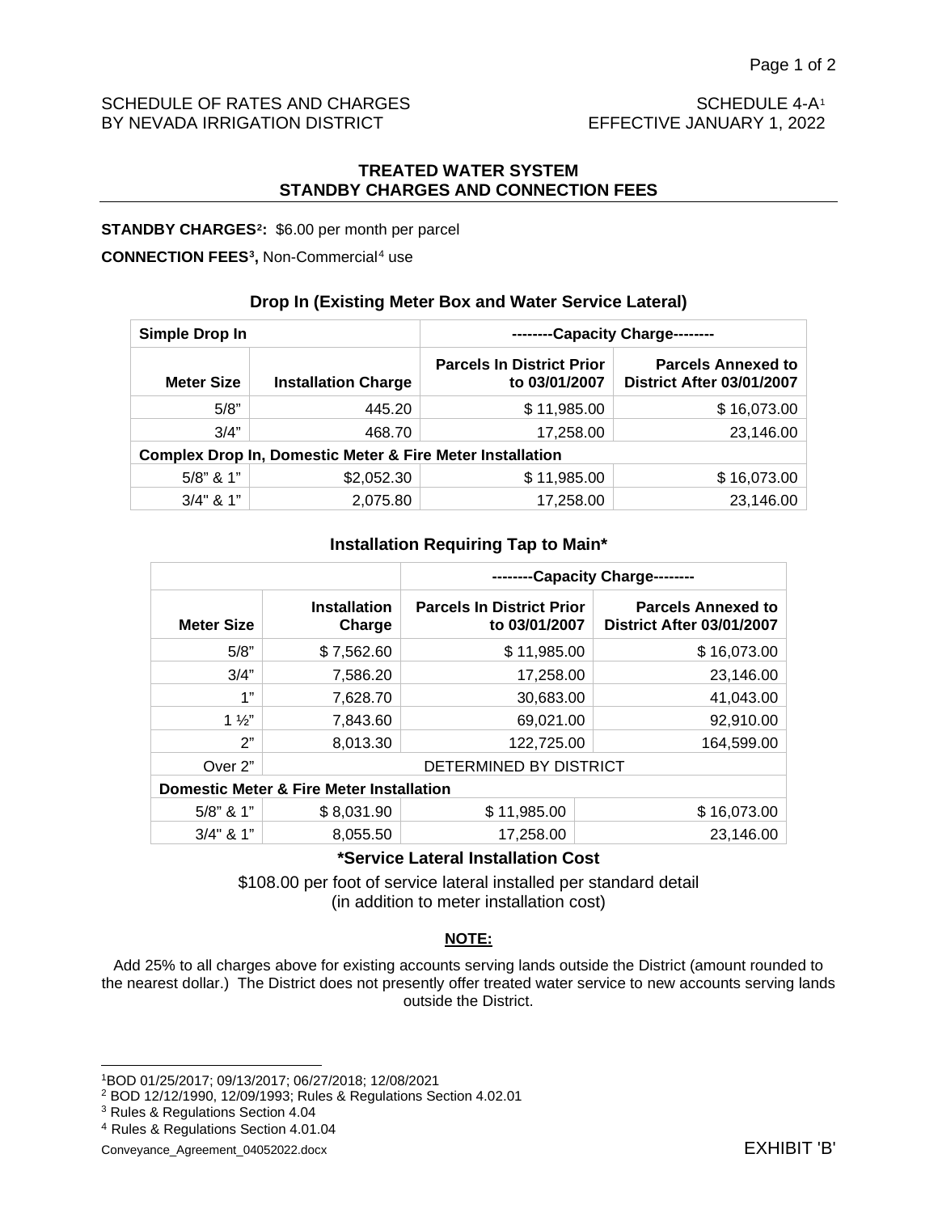SCHEDULE OF RATES AND CHARGES BY NEVADA IRRIGATION DISTRICT

SCHEDULE 4-A[1]
EFFECTIVE JANUARY 1, 2022

## TREATED WATER SYSTEM
## STANDBY CHARGES AND CONNECTION FEES

**STANDBY CHARGES[2]:** $6.00 per month per parcel

**CONNECTION FEES[3],** Non-Commercial[4] use

### Drop In (Existing Meter Box and Water Service Lateral)

| Simple Drop In | | --------Capacity Charge-------- | |
|---|---|---|---|
| **Meter Size** | **Installation Charge** | **Parcels In District Prior to 03/01/2007** | **Parcels Annexed to District After 03/01/2007** |
| 5/8" | 445.20 | $ 11,985.00 | $ 16,073.00 |
| 3/4" | 468.70 | 17,258.00 | 23,146.00 |
| **Complex Drop In, Domestic Meter & Fire Meter Installation** | | | |
| 5/8" & 1" | $2,052.30 | $ 11,985.00 | $ 16,073.00 |
| 3/4" & 1" | 2,075.80 | 17,258.00 | 23,146.00 |

### Installation Requiring Tap to Main*

| | | --------Capacity Charge-------- | |
|---|---|---|---|
| **Meter Size** | **Installation Charge** | **Parcels In District Prior to 03/01/2007** | **Parcels Annexed to District After 03/01/2007** |
| 5/8" | $ 7,562.60 | $ 11,985.00 | $ 16,073.00 |
| 3/4" | 7,586.20 | 17,258.00 | 23,146.00 |
| 1" | 7,628.70 | 30,683.00 | 41,043.00 |
| 1 ½" | 7,843.60 | 69,021.00 | 92,910.00 |
| 2" | 8,013.30 | 122,725.00 | 164,599.00 |
| Over 2" | DETERMINED BY DISTRICT | | |
| **Domestic Meter & Fire Meter Installation** | | | |
| 5/8" & 1" | $ 8,031.90 | $ 11,985.00 | $ 16,073.00 |
| 3/4" & 1" | 8,055.50 | 17,258.00 | 23,146.00 |

**\*Service Lateral Installation Cost**

$108.00 per foot of service lateral installed per standard detail
(in addition to meter installation cost)

**NOTE:**

Add 25% to all charges above for existing accounts serving lands outside the District (amount rounded to the nearest dollar.) The District does not presently offer treated water service to new accounts serving lands outside the District.

[1] BOD 01/25/2017; 09/13/2017; 06/27/2018; 12/08/2021

[2] BOD 12/12/1990, 12/09/1993; Rules & Regulations Section 4.02.01

[3] Rules & Regulations Section 4.04

[4] Rules & Regulations Section 4.01.04

EXHIBIT 'B'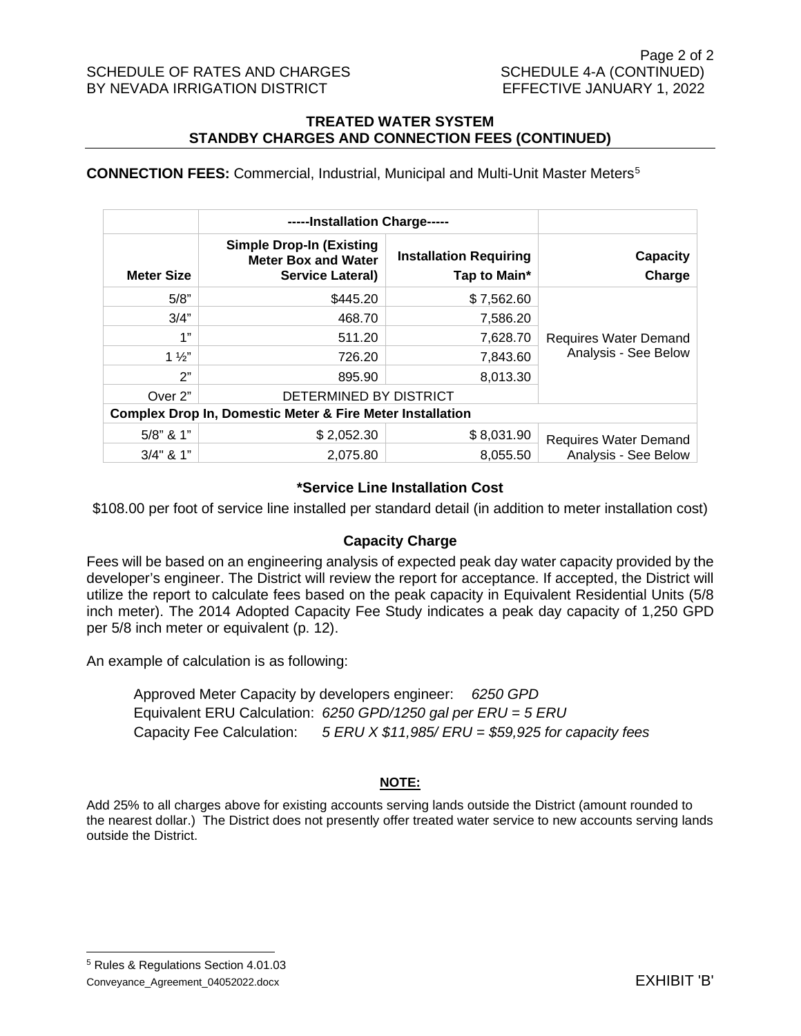SCHEDULE OF RATES AND CHARGES BY NEVADA IRRIGATION DISTRICT

SCHEDULE 4-A (CONTINUED) EFFECTIVE JANUARY 1, 2022

### TREATED WATER SYSTEM STANDBY CHARGES AND CONNECTION FEES (CONTINUED)

**CONNECTION FEES:** Commercial, Industrial, Municipal and Multi-Unit Master Meters[5]

| | -----Installation Charge----- | | |
|---|---|---|---|
| **Meter Size** | **Simple Drop-In (Existing Meter Box and Water Service Lateral)** | **Installation Requiring Tap to Main*** | **Capacity Charge** |
| 5/8" | $445.20 | $ 7,562.60 | Requires Water Demand Analysis - See Below |
| 3/4" | 468.70 | 7,586.20 | |
| 1" | 511.20 | 7,628.70 | |
| 1 ½" | 726.20 | 7,843.60 | |
| 2" | 895.90 | 8,013.30 | |
| Over 2" | DETERMINED BY DISTRICT | | |
| **Complex Drop In, Domestic Meter & Fire Meter Installation** | | | |
| 5/8" & 1" | $ 2,052.30 | $ 8,031.90 | Requires Water Demand Analysis - See Below |
| 3/4" & 1" | 2,075.80 | 8,055.50 | |

**\*Service Line Installation Cost**

$108.00 per foot of service line installed per standard detail (in addition to meter installation cost)

**Capacity Charge**

Fees will be based on an engineering analysis of expected peak day water capacity provided by the developer's engineer. The District will review the report for acceptance. If accepted, the District will utilize the report to calculate fees based on the peak capacity in Equivalent Residential Units (5/8 inch meter). The 2014 Adopted Capacity Fee Study indicates a peak day capacity of 1,250 GPD per 5/8 inch meter or equivalent (p. 12).

An example of calculation is as following:

Approved Meter Capacity by developers engineer: *6250 GPD*
Equivalent ERU Calculation: *6250 GPD/1250 gal per ERU = 5 ERU*
Capacity Fee Calculation: *5 ERU X $11,985/ ERU = $59,925 for capacity fees*

**NOTE:**

Add 25% to all charges above for existing accounts serving lands outside the District (amount rounded to the nearest dollar.) The District does not presently offer treated water service to new accounts serving lands outside the District.

[5] Rules & Regulations Section 4.01.03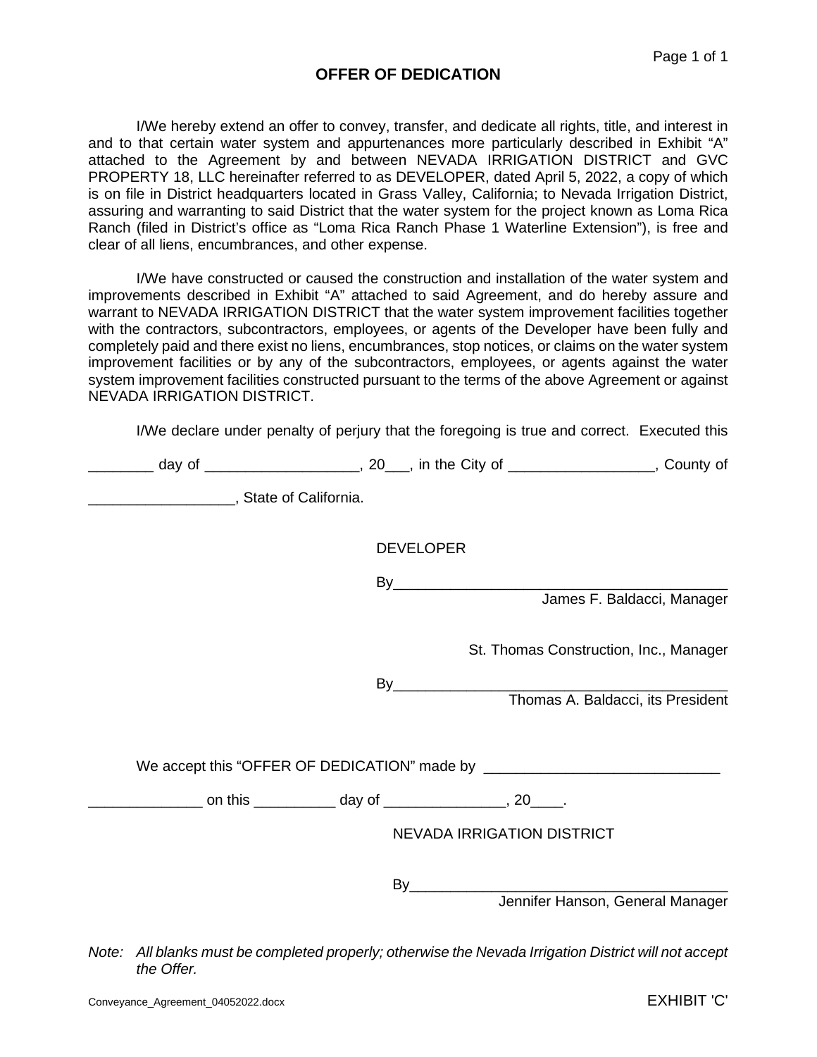# OFFER OF DEDICATION

I/We hereby extend an offer to convey, transfer, and dedicate all rights, title, and interest in and to that certain water system and appurtenances more particularly described in Exhibit "A" attached to the Agreement by and between NEVADA IRRIGATION DISTRICT and GVC PROPERTY 18, LLC hereinafter referred to as DEVELOPER, dated April 5, 2022, a copy of which is on file in District headquarters located in Grass Valley, California; to Nevada Irrigation District, assuring and warranting to said District that the water system for the project known as Loma Rica Ranch (filed in District's office as "Loma Rica Ranch Phase 1 Waterline Extension"), is free and clear of all liens, encumbrances, and other expense.

I/We have constructed or caused the construction and installation of the water system and improvements described in Exhibit "A" attached to said Agreement, and do hereby assure and warrant to NEVADA IRRIGATION DISTRICT that the water system improvement facilities together with the contractors, subcontractors, employees, or agents of the Developer have been fully and completely paid and there exist no liens, encumbrances, stop notices, or claims on the water system improvement facilities or by any of the subcontractors, employees, or agents against the water system improvement facilities constructed pursuant to the terms of the above Agreement or against NEVADA IRRIGATION DISTRICT.

I/We declare under penalty of perjury that the foregoing is true and correct. Executed this

________ day of __________________, 20___, in the City of _________________, County of

_________________, State of California.

DEVELOPER

By_________________________________________
James F. Baldacci, Manager

St. Thomas Construction, Inc., Manager

By_________________________________________
Thomas A. Baldacci, its President

We accept this "OFFER OF DEDICATION" made by ____________________________

______________ on this __________ day of _______________, 20____.

NEVADA IRRIGATION DISTRICT

By_______________________________________
Jennifer Hanson, General Manager

*Note: All blanks must be completed properly; otherwise the Nevada Irrigation District will not accept the Offer.*

Conveyance_Agreement_04052022.docx

EXHIBIT 'C'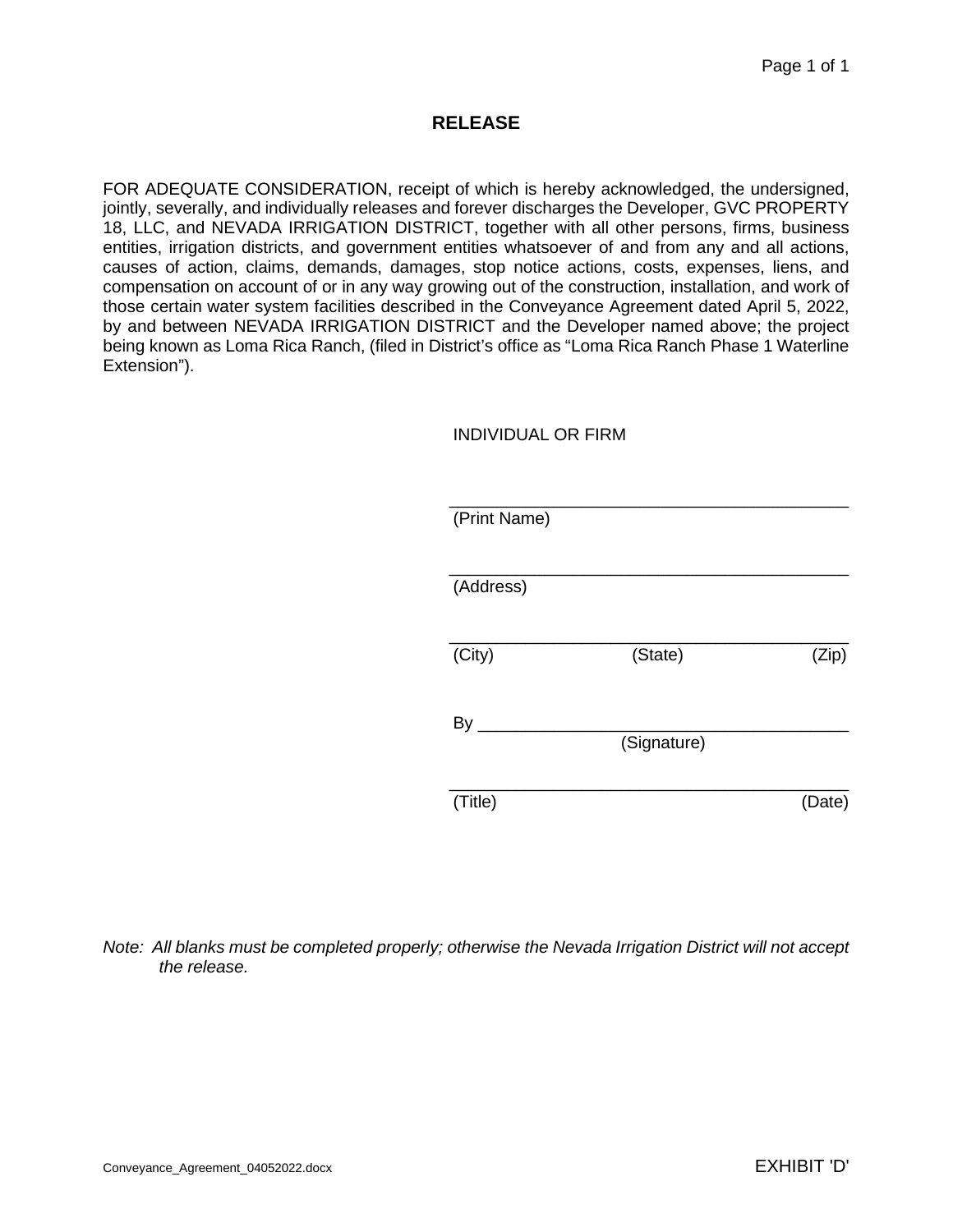# RELEASE

FOR ADEQUATE CONSIDERATION, receipt of which is hereby acknowledged, the undersigned, jointly, severally, and individually releases and forever discharges the Developer, GVC PROPERTY 18, LLC, and NEVADA IRRIGATION DISTRICT, together with all other persons, firms, business entities, irrigation districts, and government entities whatsoever of and from any and all actions, causes of action, claims, demands, damages, stop notice actions, costs, expenses, liens, and compensation on account of or in any way growing out of the construction, installation, and work of those certain water system facilities described in the Conveyance Agreement dated April 5, 2022, by and between NEVADA IRRIGATION DISTRICT and the Developer named above; the project being known as Loma Rica Ranch, (filed in District's office as "Loma Rica Ranch Phase 1 Waterline Extension").

INDIVIDUAL OR FIRM

\_\_\_\_\_\_\_\_\_\_\_\_\_\_\_\_\_\_\_\_\_\_\_\_\_\_\_\_\_\_\_\_\_\_\_\_\_\_\_\_
(Print Name)

\_\_\_\_\_\_\_\_\_\_\_\_\_\_\_\_\_\_\_\_\_\_\_\_\_\_\_\_\_\_\_\_\_\_\_\_\_\_\_\_
(Address)

\_\_\_\_\_\_\_\_\_\_\_\_\_\_\_\_\_\_\_\_\_\_\_\_\_\_\_\_\_\_\_\_\_\_\_\_\_\_\_\_
(City) (State) (Zip)

By \_\_\_\_\_\_\_\_\_\_\_\_\_\_\_\_\_\_\_\_\_\_\_\_\_\_\_\_\_\_\_\_\_\_\_\_\_\_
(Signature)

\_\_\_\_\_\_\_\_\_\_\_\_\_\_\_\_\_\_\_\_\_\_\_\_\_\_\_\_\_\_\_\_\_\_\_\_\_\_\_\_
(Title) (Date)

*Note: All blanks must be completed properly; otherwise the Nevada Irrigation District will not accept the release.*

EXHIBIT 'D'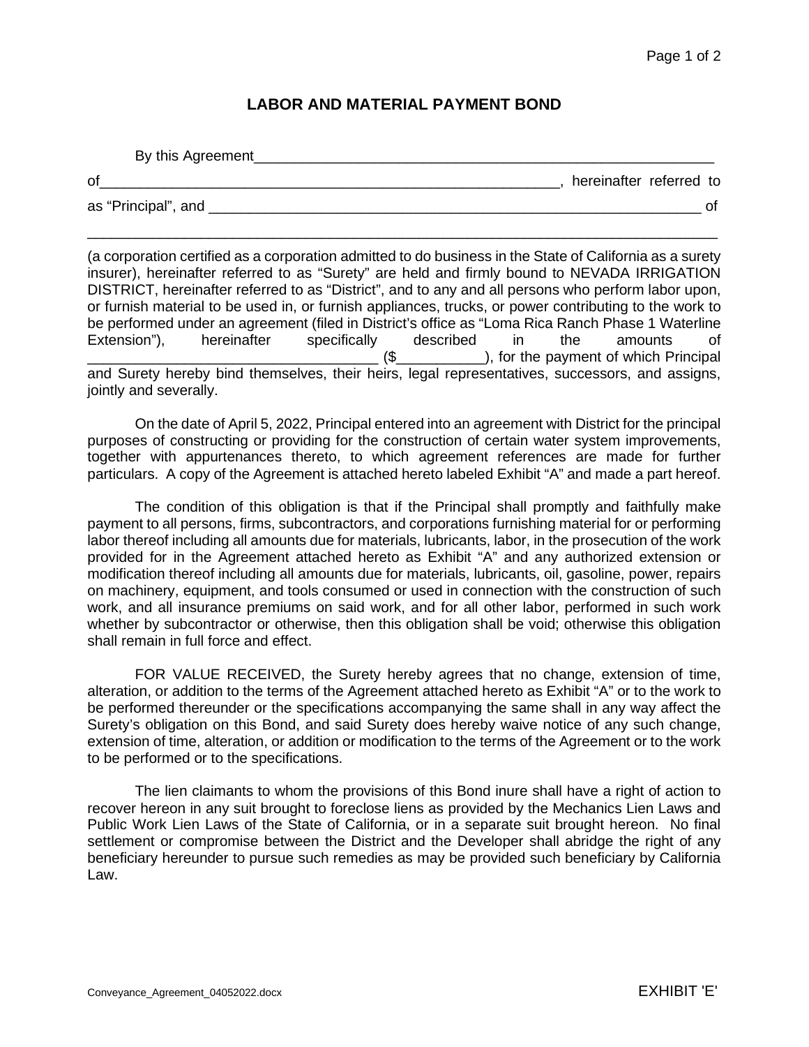# LABOR AND MATERIAL PAYMENT BOND

By this Agreement_____________________________________________________________

of____________________________________________________________, hereinafter referred to

as "Principal", and _____________________________________________________________ of

_______________________________________________________________________________

(a corporation certified as a corporation admitted to do business in the State of California as a surety insurer), hereinafter referred to as "Surety" are held and firmly bound to NEVADA IRRIGATION DISTRICT, hereinafter referred to as "District", and to any and all persons who perform labor upon, or furnish material to be used in, or furnish appliances, trucks, or power contributing to the work to be performed under an agreement (filed in District's office as "Loma Rica Ranch Phase 1 Waterline Extension"), hereinafter specifically described in the amounts of _____________________________________ ($___________), for the payment of which Principal and Surety hereby bind themselves, their heirs, legal representatives, successors, and assigns, jointly and severally.

On the date of April 5, 2022, Principal entered into an agreement with District for the principal purposes of constructing or providing for the construction of certain water system improvements, together with appurtenances thereto, to which agreement references are made for further particulars. A copy of the Agreement is attached hereto labeled Exhibit "A" and made a part hereof.

The condition of this obligation is that if the Principal shall promptly and faithfully make payment to all persons, firms, subcontractors, and corporations furnishing material for or performing labor thereof including all amounts due for materials, lubricants, labor, in the prosecution of the work provided for in the Agreement attached hereto as Exhibit "A" and any authorized extension or modification thereof including all amounts due for materials, lubricants, oil, gasoline, power, repairs on machinery, equipment, and tools consumed or used in connection with the construction of such work, and all insurance premiums on said work, and for all other labor, performed in such work whether by subcontractor or otherwise, then this obligation shall be void; otherwise this obligation shall remain in full force and effect.

FOR VALUE RECEIVED, the Surety hereby agrees that no change, extension of time, alteration, or addition to the terms of the Agreement attached hereto as Exhibit "A" or to the work to be performed thereunder or the specifications accompanying the same shall in any way affect the Surety's obligation on this Bond, and said Surety does hereby waive notice of any such change, extension of time, alteration, or addition or modification to the terms of the Agreement or to the work to be performed or to the specifications.

The lien claimants to whom the provisions of this Bond inure shall have a right of action to recover hereon in any suit brought to foreclose liens as provided by the Mechanics Lien Laws and Public Work Lien Laws of the State of California, or in a separate suit brought hereon. No final settlement or compromise between the District and the Developer shall abridge the right of any beneficiary hereunder to pursue such remedies as may be provided such beneficiary by California Law.

EXHIBIT 'E'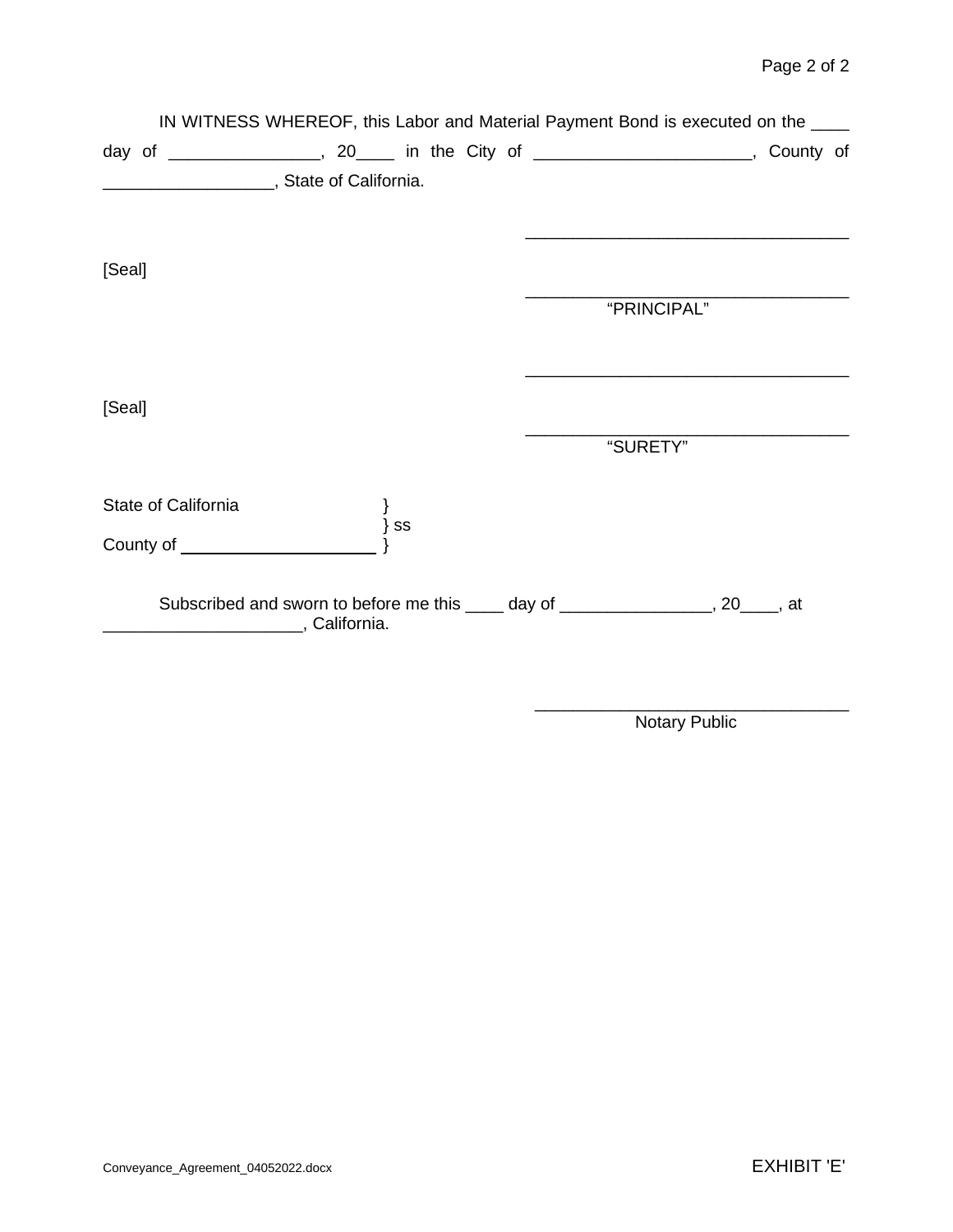IN WITNESS WHEREOF, this Labor and Material Payment Bond is executed on the ____ day of ________________, 20____ in the City of _______________________, County of __________________, State of California.

[Seal]

__________________________________

__________________________________
"PRINCIPAL"

[Seal]

__________________________________

__________________________________
"SURETY"

State of California }
} ss
County of ____________________ }

Subscribed and sworn to before me this ____ day of ________________, 20____, at _____________________, California.

__________________________________
Notary Public

Conveyance_Agreement_04052022.docx

EXHIBIT 'E'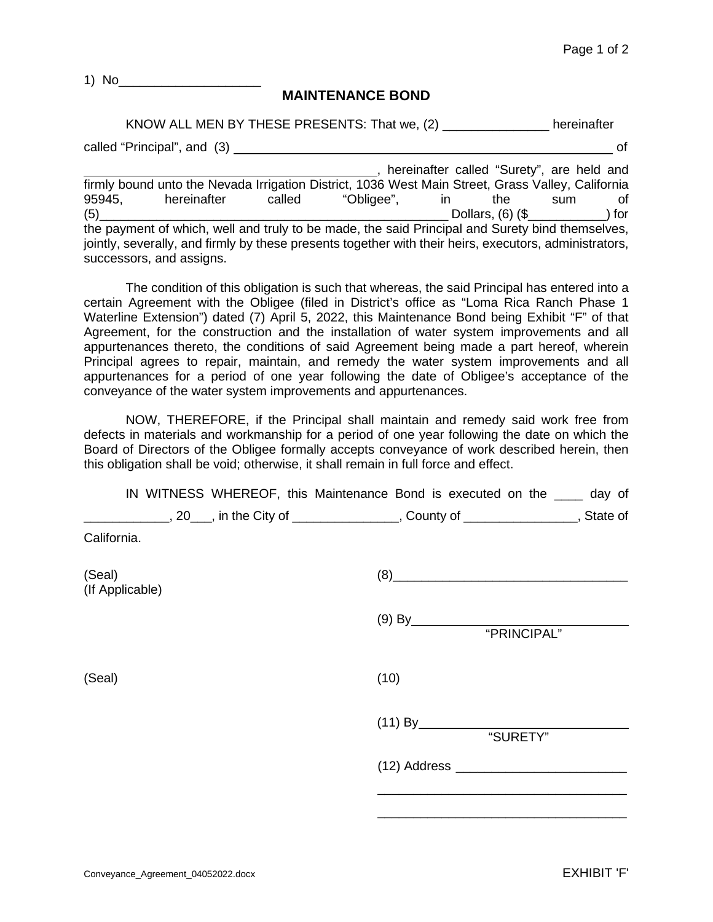1) No____________________

## MAINTENANCE BOND

KNOW ALL MEN BY THESE PRESENTS: That we, (2) _______________ hereinafter called "Principal", and (3) ________________________________________________ of __________________________________________, hereinafter called "Surety", are held and firmly bound unto the Nevada Irrigation District, 1036 West Main Street, Grass Valley, California 95945, hereinafter called "Obligee", in the sum of (5)___________________________________________________ Dollars, (6) ($___________) for the payment of which, well and truly to be made, the said Principal and Surety bind themselves, jointly, severally, and firmly by these presents together with their heirs, executors, administrators, successors, and assigns.

The condition of this obligation is such that whereas, the said Principal has entered into a certain Agreement with the Obligee (filed in District's office as "Loma Rica Ranch Phase 1 Waterline Extension") dated (7) April 5, 2022, this Maintenance Bond being Exhibit "F" of that Agreement, for the construction and the installation of water system improvements and all appurtenances thereto, the conditions of said Agreement being made a part hereof, wherein Principal agrees to repair, maintain, and remedy the water system improvements and all appurtenances for a period of one year following the date of Obligee's acceptance of the conveyance of the water system improvements and appurtenances.

NOW, THEREFORE, if the Principal shall maintain and remedy said work free from defects in materials and workmanship for a period of one year following the date on which the Board of Directors of the Obligee formally accepts conveyance of work described herein, then this obligation shall be void; otherwise, it shall remain in full force and effect.

IN WITNESS WHEREOF, this Maintenance Bond is executed on the ____ day of ____________, 20___, in the City of _______________, County of ________________, State of California.

(Seal)
(If Applicable)

(8)_________________________________

(9) By_______________________________
"PRINCIPAL"

(Seal)

(10)

(11) By______________________________
"SURETY"

(12) Address ________________________

___________________________________

___________________________________

Conveyance_Agreement_04052022.docx

EXHIBIT 'F'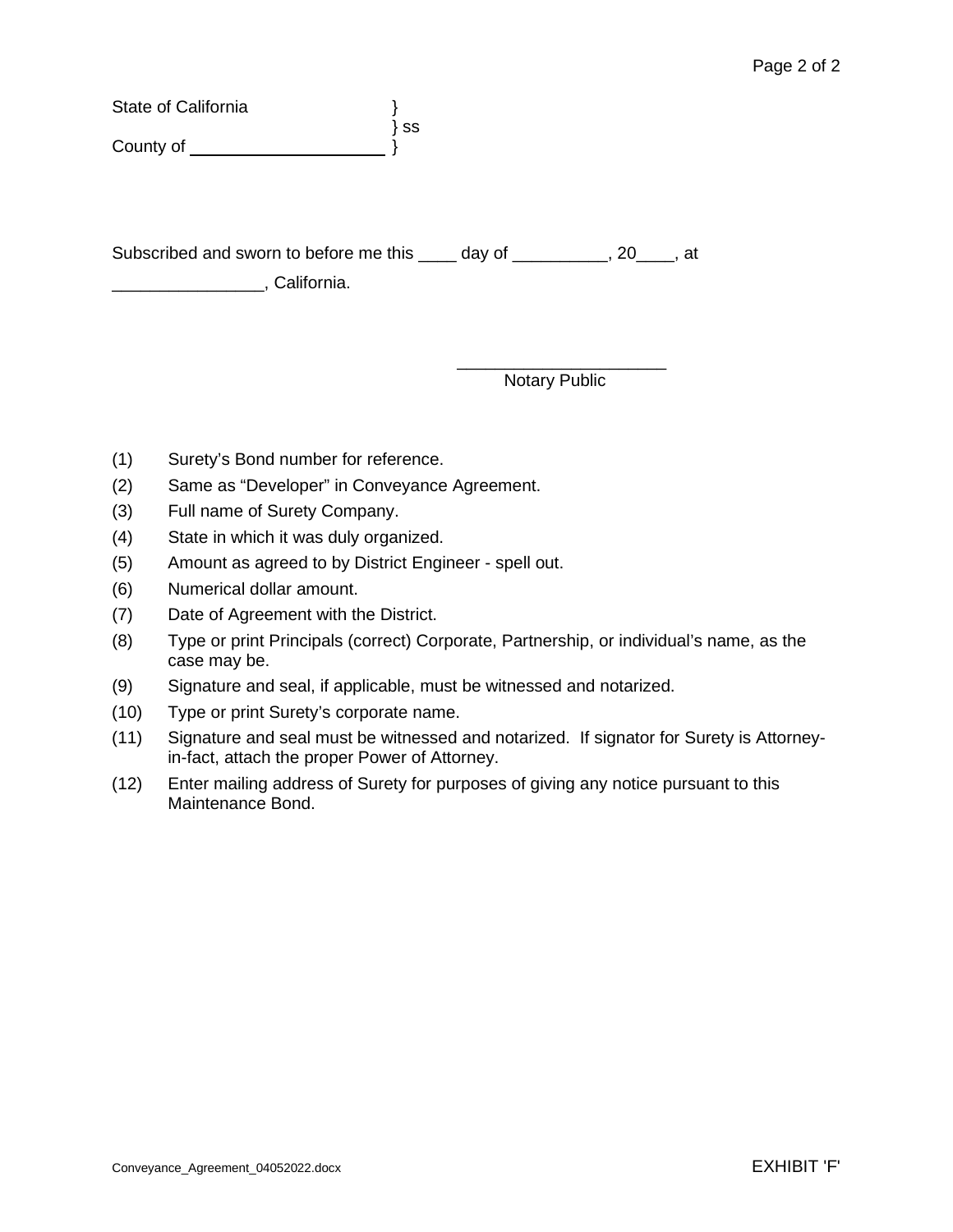State of California }
} ss
County of ____________________ }

Subscribed and sworn to before me this ____ day of __________, 20____, at ________________, California.

______________________
Notary Public

(1) Surety's Bond number for reference.

(2) Same as "Developer" in Conveyance Agreement.

(3) Full name of Surety Company.

(4) State in which it was duly organized.

(5) Amount as agreed to by District Engineer - spell out.

(6) Numerical dollar amount.

(7) Date of Agreement with the District.

(8) Type or print Principals (correct) Corporate, Partnership, or individual's name, as the case may be.

(9) Signature and seal, if applicable, must be witnessed and notarized.

(10) Type or print Surety's corporate name.

(11) Signature and seal must be witnessed and notarized. If signator for Surety is Attorney-in-fact, attach the proper Power of Attorney.

(12) Enter mailing address of Surety for purposes of giving any notice pursuant to this Maintenance Bond.

EXHIBIT 'F'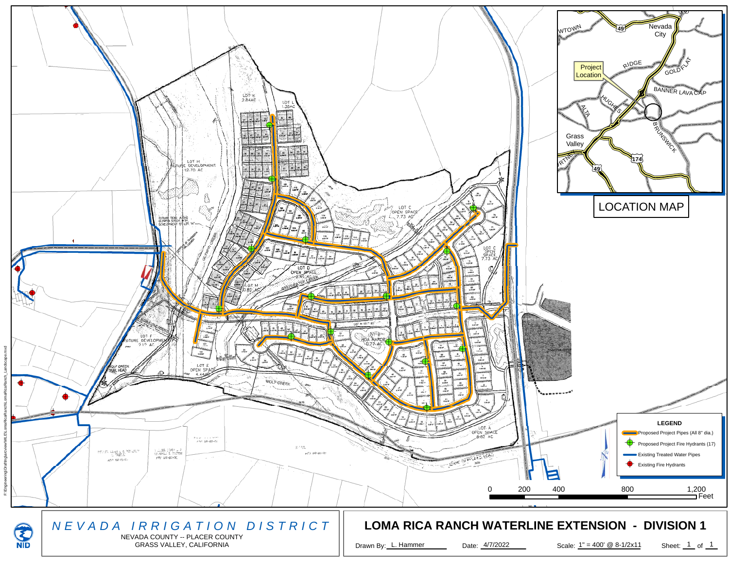LOCATION MAP

Project Location

Nevada City

Grass Valley

LEGEND

Proposed Project Pipes (All 8" dia.)

Proposed Project Fire Hydrants (17)

Existing Treated Water Pipes

Existing Fire Hydrants

0 200 400 800 1,200 Feet

NEVADA IRRIGATION DISTRICT

NEVADA COUNTY -- PLACER COUNTY

GRASS VALLEY, CALIFORNIA

# LOMA RICA RANCH WATERLINE EXTENSION - DIVISION 1

Drawn By: L. Hammer

Date: 4/7/2022

Scale: 1" = 400' @ 8-1/2x11

Sheet: 1 of 1